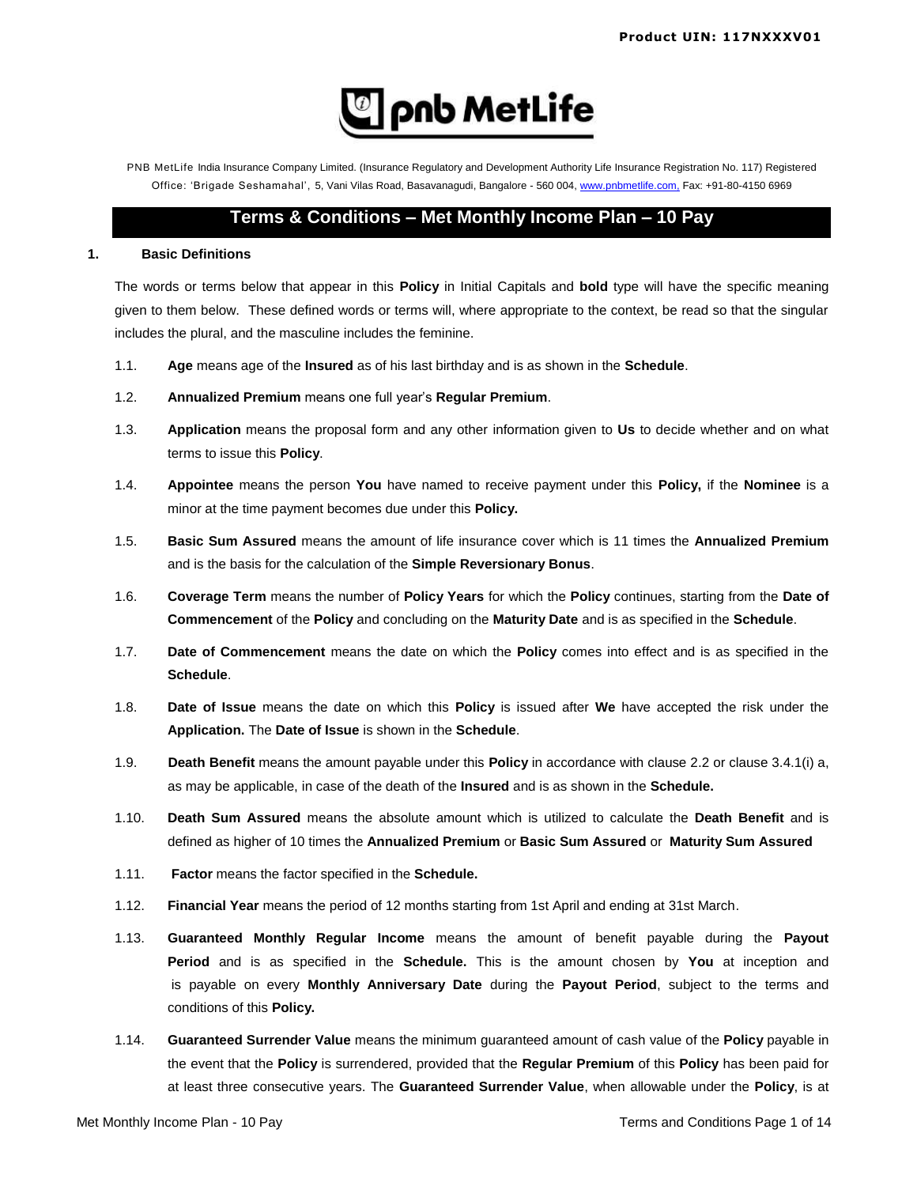Product UIN: 117NXXXV01

PNB MetLife India Insurance Company Limited. (Insurance Regulatory and Development Authority Life Insurance Registration No. 117) Registered Office: 'Brigade Seshamahal', 5, Vani Vilas Road, Basavanagudi, Bangalore - 560 004, www.pnbmetlife.com, Fax: +91-80-4150 6969

# Terms & Conditions – Met Monthly Income Plan – 10 Pay

## 1. Basic Definitions

The words or terms below that appear in this **Policy** in Initial Capitals and **bold** type will have the specific meaning given to them below. These defined words or terms will, where appropriate to the context, be read so that the singular includes the plural, and the masculine includes the feminine.

1.1. **Age** means age of the **Insured** as of his last birthday and is as shown in the **Schedule**.

1.2. **Annualized Premium** means one full year's **Regular Premium**.

1.3. **Application** means the proposal form and any other information given to **Us** to decide whether and on what terms to issue this **Policy**.

1.4. **Appointee** means the person **You** have named to receive payment under this **Policy,** if the **Nominee** is a minor at the time payment becomes due under this **Policy.**

1.5. **Basic Sum Assured** means the amount of life insurance cover which is 11 times the **Annualized Premium** and is the basis for the calculation of the **Simple Reversionary Bonus**.

1.6. **Coverage Term** means the number of **Policy Years** for which the **Policy** continues, starting from the **Date of Commencement** of the **Policy** and concluding on the **Maturity Date** and is as specified in the **Schedule**.

1.7. **Date of Commencement** means the date on which the **Policy** comes into effect and is as specified in the **Schedule**.

1.8. **Date of Issue** means the date on which this **Policy** is issued after **We** have accepted the risk under the **Application.** The **Date of Issue** is shown in the **Schedule**.

1.9. **Death Benefit** means the amount payable under this **Policy** in accordance with clause 2.2 or clause 3.4.1(i) a, as may be applicable, in case of the death of the **Insured** and is as shown in the **Schedule.**

1.10. **Death Sum Assured** means the absolute amount which is utilized to calculate the **Death Benefit** and is defined as higher of 10 times the **Annualized Premium** or **Basic Sum Assured** or **Maturity Sum Assured**

1.11. **Factor** means the factor specified in the **Schedule.**

1.12. **Financial Year** means the period of 12 months starting from 1st April and ending at 31st March.

1.13. **Guaranteed Monthly Regular Income** means the amount of benefit payable during the **Payout Period** and is as specified in the **Schedule.** This is the amount chosen by **You** at inception and is payable on every **Monthly Anniversary Date** during the **Payout Period**, subject to the terms and conditions of this **Policy.**

1.14. **Guaranteed Surrender Value** means the minimum guaranteed amount of cash value of the **Policy** payable in the event that the **Policy** is surrendered, provided that the **Regular Premium** of this **Policy** has been paid for at least three consecutive years. The **Guaranteed Surrender Value**, when allowable under the **Policy**, is at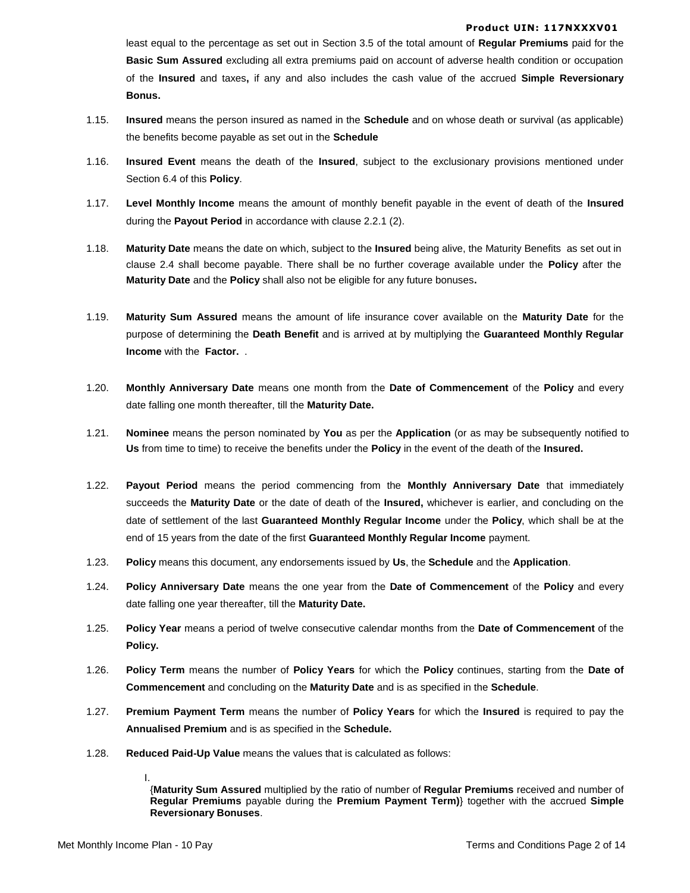least equal to the percentage as set out in Section 3.5 of the total amount of **Regular Premiums** paid for the **Basic Sum Assured** excluding all extra premiums paid on account of adverse health condition or occupation of the **Insured** and taxes**,** if any and also includes the cash value of the accrued **Simple Reversionary Bonus.**

1.15. **Insured** means the person insured as named in the **Schedule** and on whose death or survival (as applicable) the benefits become payable as set out in the **Schedule**

1.16. **Insured Event** means the death of the **Insured**, subject to the exclusionary provisions mentioned under Section 6.4 of this **Policy**.

1.17. **Level Monthly Income** means the amount of monthly benefit payable in the event of death of the **Insured** during the **Payout Period** in accordance with clause 2.2.1 (2).

1.18. **Maturity Date** means the date on which, subject to the **Insured** being alive, the Maturity Benefits as set out in clause 2.4 shall become payable. There shall be no further coverage available under the **Policy** after the **Maturity Date** and the **Policy** shall also not be eligible for any future bonuses**.**

1.19. **Maturity Sum Assured** means the amount of life insurance cover available on the **Maturity Date** for the purpose of determining the **Death Benefit** and is arrived at by multiplying the **Guaranteed Monthly Regular Income** with the **Factor.** .

1.20. **Monthly Anniversary Date** means one month from the **Date of Commencement** of the **Policy** and every date falling one month thereafter, till the **Maturity Date.**

1.21. **Nominee** means the person nominated by **You** as per the **Application** (or as may be subsequently notified to **Us** from time to time) to receive the benefits under the **Policy** in the event of the death of the **Insured.**

1.22. **Payout Period** means the period commencing from the **Monthly Anniversary Date** that immediately succeeds the **Maturity Date** or the date of death of the **Insured,** whichever is earlier, and concluding on the date of settlement of the last **Guaranteed Monthly Regular Income** under the **Policy**, which shall be at the end of 15 years from the date of the first **Guaranteed Monthly Regular Income** payment.

1.23. **Policy** means this document, any endorsements issued by **Us**, the **Schedule** and the **Application**.

1.24. **Policy Anniversary Date** means the one year from the **Date of Commencement** of the **Policy** and every date falling one year thereafter, till the **Maturity Date.**

1.25. **Policy Year** means a period of twelve consecutive calendar months from the **Date of Commencement** of the **Policy.**

1.26. **Policy Term** means the number of **Policy Years** for which the **Policy** continues, starting from the **Date of Commencement** and concluding on the **Maturity Date** and is as specified in the **Schedule**.

1.27. **Premium Payment Term** means the number of **Policy Years** for which the **Insured** is required to pay the **Annualised Premium** and is as specified in the **Schedule.**

1.28. **Reduced Paid-Up Value** means the values that is calculated as follows:

I.
{**Maturity Sum Assured** multiplied by the ratio of number of **Regular Premiums** received and number of **Regular Premiums** payable during the **Premium Payment Term)**} together with the accrued **Simple Reversionary Bonuses**.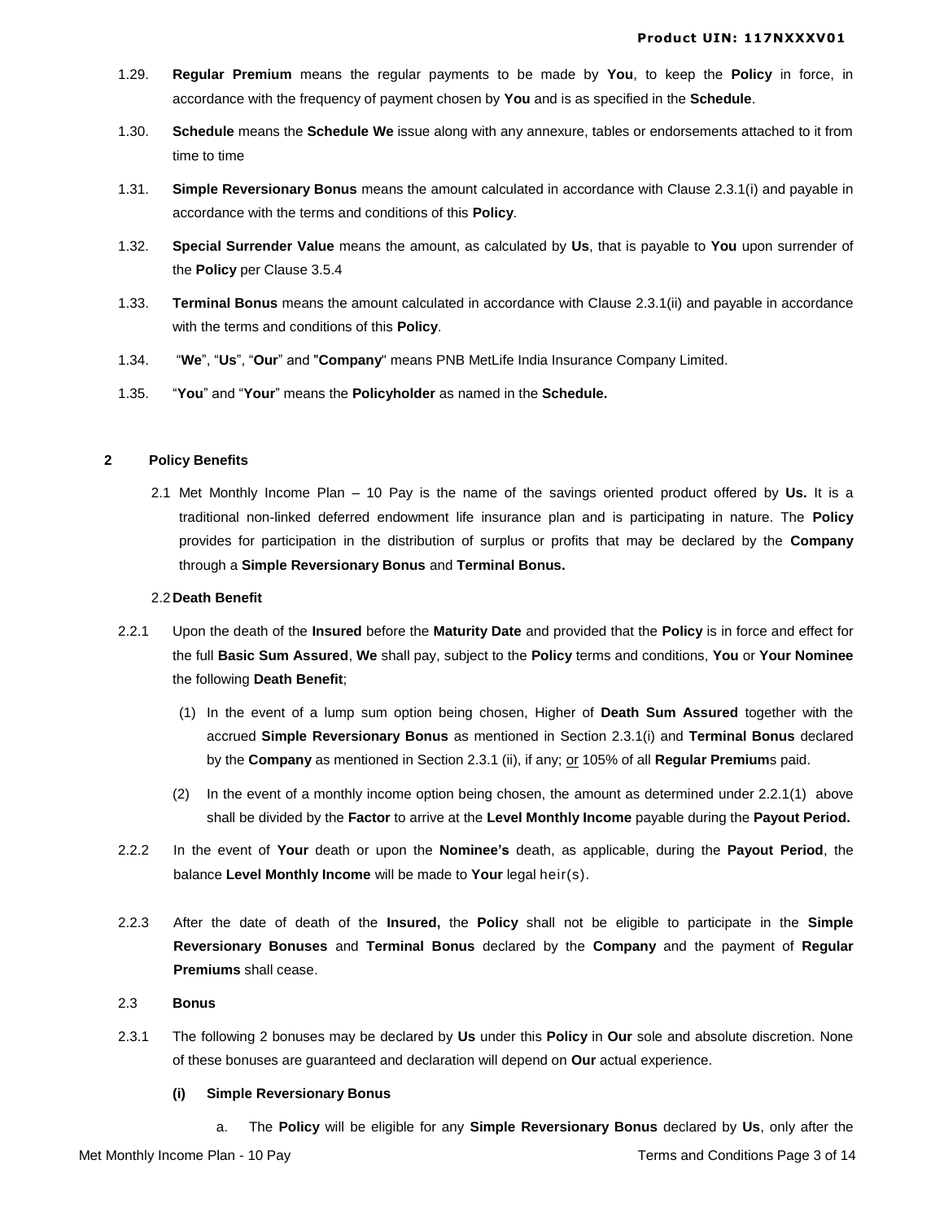1.29. **Regular Premium** means the regular payments to be made by **You**, to keep the **Policy** in force, in accordance with the frequency of payment chosen by **You** and is as specified in the **Schedule**.

1.30. **Schedule** means the **Schedule We** issue along with any annexure, tables or endorsements attached to it from time to time

1.31. **Simple Reversionary Bonus** means the amount calculated in accordance with Clause 2.3.1(i) and payable in accordance with the terms and conditions of this **Policy**.

1.32. **Special Surrender Value** means the amount, as calculated by **Us**, that is payable to **You** upon surrender of the **Policy** per Clause 3.5.4

1.33. **Terminal Bonus** means the amount calculated in accordance with Clause 2.3.1(ii) and payable in accordance with the terms and conditions of this **Policy**.

1.34. "**We**", "**Us**", "**Our**" and "**Company**" means PNB MetLife India Insurance Company Limited.

1.35. "**You**" and "**Your**" means the **Policyholder** as named in the **Schedule.**

## 2 Policy Benefits

2.1 Met Monthly Income Plan – 10 Pay is the name of the savings oriented product offered by **Us.** It is a traditional non-linked deferred endowment life insurance plan and is participating in nature. The **Policy** provides for participation in the distribution of surplus or profits that may be declared by the **Company** through a **Simple Reversionary Bonus** and **Terminal Bonus.**

### 2.2 Death Benefit

2.2.1 Upon the death of the **Insured** before the **Maturity Date** and provided that the **Policy** is in force and effect for the full **Basic Sum Assured**, **We** shall pay, subject to the **Policy** terms and conditions, **You** or **Your Nominee** the following **Death Benefit**;

(1) In the event of a lump sum option being chosen, Higher of **Death Sum Assured** together with the accrued **Simple Reversionary Bonus** as mentioned in Section 2.3.1(i) and **Terminal Bonus** declared by the **Company** as mentioned in Section 2.3.1 (ii), if any; or 105% of all **Regular Premium**s paid.

(2) In the event of a monthly income option being chosen, the amount as determined under 2.2.1(1) above shall be divided by the **Factor** to arrive at the **Level Monthly Income** payable during the **Payout Period.**

2.2.2 In the event of **Your** death or upon the **Nominee's** death, as applicable, during the **Payout Period**, the balance **Level Monthly Income** will be made to **Your** legal heir(s).

2.2.3 After the date of death of the **Insured,** the **Policy** shall not be eligible to participate in the **Simple Reversionary Bonuses** and **Terminal Bonus** declared by the **Company** and the payment of **Regular Premiums** shall cease.

### 2.3 Bonus

2.3.1 The following 2 bonuses may be declared by **Us** under this **Policy** in **Our** sole and absolute discretion. None of these bonuses are guaranteed and declaration will depend on **Our** actual experience.

**(i) Simple Reversionary Bonus**

a. The **Policy** will be eligible for any **Simple Reversionary Bonus** declared by **Us**, only after the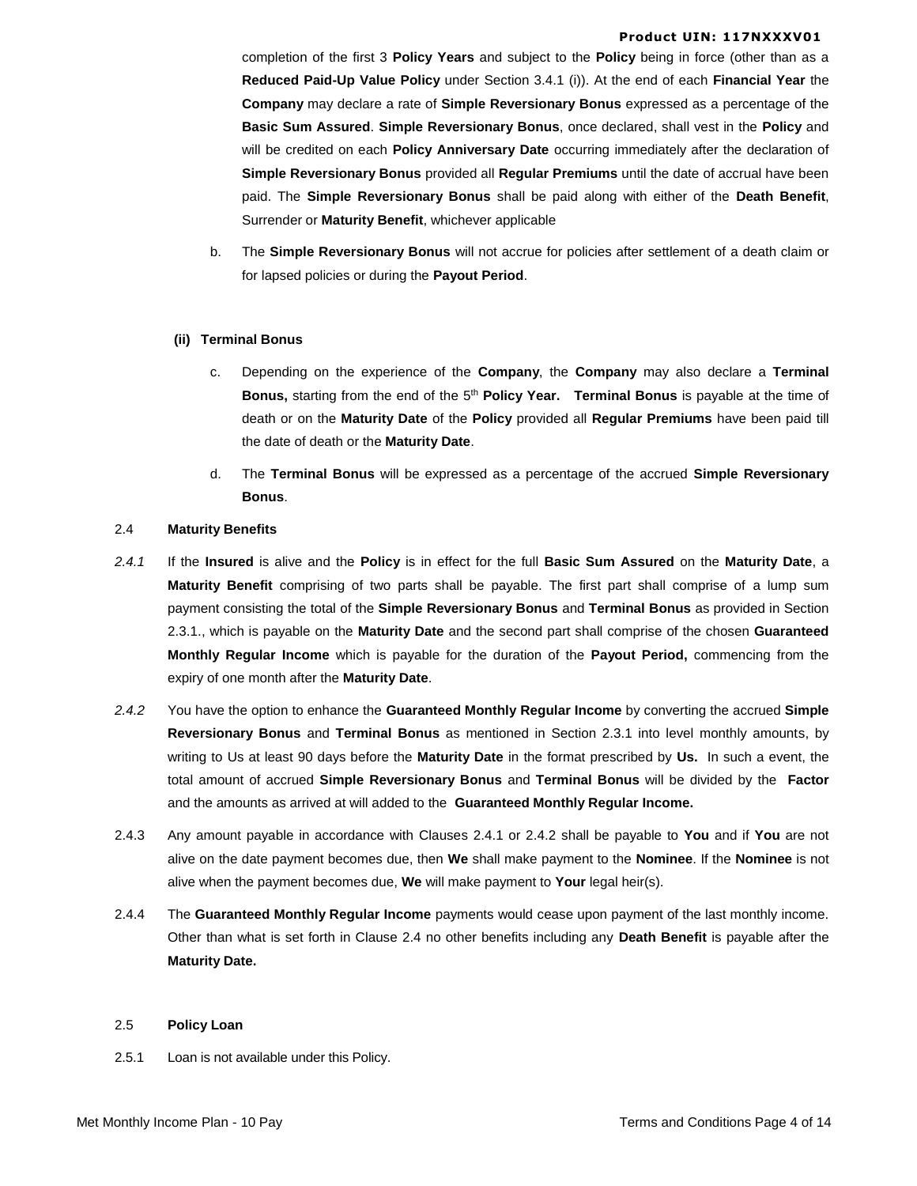completion of the first 3 **Policy Years** and subject to the **Policy** being in force (other than as a **Reduced Paid-Up Value Policy** under Section 3.4.1 (i)). At the end of each **Financial Year** the **Company** may declare a rate of **Simple Reversionary Bonus** expressed as a percentage of the **Basic Sum Assured**. **Simple Reversionary Bonus**, once declared, shall vest in the **Policy** and will be credited on each **Policy Anniversary Date** occurring immediately after the declaration of **Simple Reversionary Bonus** provided all **Regular Premiums** until the date of accrual have been paid. The **Simple Reversionary Bonus** shall be paid along with either of the **Death Benefit**, Surrender or **Maturity Benefit**, whichever applicable

b. The **Simple Reversionary Bonus** will not accrue for policies after settlement of a death claim or for lapsed policies or during the **Payout Period**.

**(ii) Terminal Bonus**

c. Depending on the experience of the **Company**, the **Company** may also declare a **Terminal Bonus,** starting from the end of the 5th **Policy Year. Terminal Bonus** is payable at the time of death or on the **Maturity Date** of the **Policy** provided all **Regular Premiums** have been paid till the date of death or the **Maturity Date**.

d. The **Terminal Bonus** will be expressed as a percentage of the accrued **Simple Reversionary Bonus**.

2.4 **Maturity Benefits**

*2.4.1* If the **Insured** is alive and the **Policy** is in effect for the full **Basic Sum Assured** on the **Maturity Date**, a **Maturity Benefit** comprising of two parts shall be payable. The first part shall comprise of a lump sum payment consisting the total of the **Simple Reversionary Bonus** and **Terminal Bonus** as provided in Section 2.3.1., which is payable on the **Maturity Date** and the second part shall comprise of the chosen **Guaranteed Monthly Regular Income** which is payable for the duration of the **Payout Period,** commencing from the expiry of one month after the **Maturity Date**.

*2.4.2* You have the option to enhance the **Guaranteed Monthly Regular Income** by converting the accrued **Simple Reversionary Bonus** and **Terminal Bonus** as mentioned in Section 2.3.1 into level monthly amounts, by writing to Us at least 90 days before the **Maturity Date** in the format prescribed by **Us.** In such a event, the total amount of accrued **Simple Reversionary Bonus** and **Terminal Bonus** will be divided by the **Factor** and the amounts as arrived at will added to the **Guaranteed Monthly Regular Income.**

2.4.3 Any amount payable in accordance with Clauses 2.4.1 or 2.4.2 shall be payable to **You** and if **You** are not alive on the date payment becomes due, then **We** shall make payment to the **Nominee**. If the **Nominee** is not alive when the payment becomes due, **We** will make payment to **Your** legal heir(s).

2.4.4 The **Guaranteed Monthly Regular Income** payments would cease upon payment of the last monthly income. Other than what is set forth in Clause 2.4 no other benefits including any **Death Benefit** is payable after the **Maturity Date.**

2.5 **Policy Loan**

2.5.1 Loan is not available under this Policy.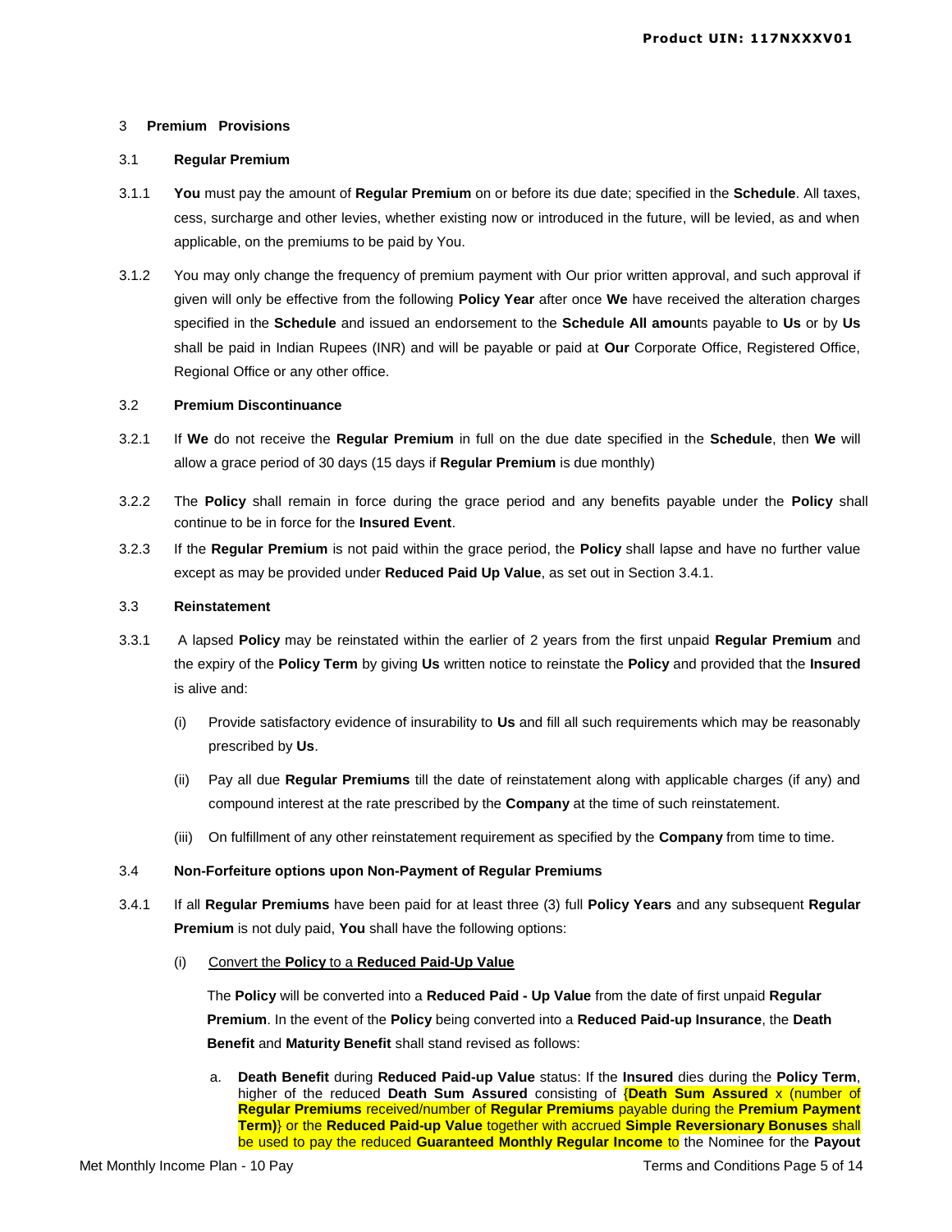### 3 **Premium Provisions**

#### 3.1 **Regular Premium**

3.1.1 **You** must pay the amount of **Regular Premium** on or before its due date; specified in the **Schedule**. All taxes, cess, surcharge and other levies, whether existing now or introduced in the future, will be levied, as and when applicable, on the premiums to be paid by You.

3.1.2 You may only change the frequency of premium payment with Our prior written approval, and such approval if given will only be effective from the following **Policy Year** after once **We** have received the alteration charges specified in the **Schedule** and issued an endorsement to the **Schedule All amou**nts payable to **Us** or by **Us** shall be paid in Indian Rupees (INR) and will be payable or paid at **Our** Corporate Office, Registered Office, Regional Office or any other office.

#### 3.2 **Premium Discontinuance**

3.2.1 If **We** do not receive the **Regular Premium** in full on the due date specified in the **Schedule**, then **We** will allow a grace period of 30 days (15 days if **Regular Premium** is due monthly)

3.2.2 The **Policy** shall remain in force during the grace period and any benefits payable under the **Policy** shall continue to be in force for the **Insured Event**.

3.2.3 If the **Regular Premium** is not paid within the grace period, the **Policy** shall lapse and have no further value except as may be provided under **Reduced Paid Up Value**, as set out in Section 3.4.1.

#### 3.3 **Reinstatement**

3.3.1 A lapsed **Policy** may be reinstated within the earlier of 2 years from the first unpaid **Regular Premium** and the expiry of the **Policy Term** by giving **Us** written notice to reinstate the **Policy** and provided that the **Insured** is alive and:

- (i) Provide satisfactory evidence of insurability to **Us** and fill all such requirements which may be reasonably prescribed by **Us**.
- (ii) Pay all due **Regular Premiums** till the date of reinstatement along with applicable charges (if any) and compound interest at the rate prescribed by the **Company** at the time of such reinstatement.
- (iii) On fulfillment of any other reinstatement requirement as specified by the **Company** from time to time.

#### 3.4 **Non-Forfeiture options upon Non-Payment of Regular Premiums**

3.4.1 If all **Regular Premiums** have been paid for at least three (3) full **Policy Years** and any subsequent **Regular Premium** is not duly paid, **You** shall have the following options:

(i) Convert the **Policy** to a **Reduced Paid-Up Value**

The **Policy** will be converted into a **Reduced Paid - Up Value** from the date of first unpaid **Regular Premium**. In the event of the **Policy** being converted into a **Reduced Paid-up Insurance**, the **Death Benefit** and **Maturity Benefit** shall stand revised as follows:

a. **Death Benefit** during **Reduced Paid-up Value** status: If the **Insured** dies during the **Policy Term**, higher of the reduced **Death Sum Assured** consisting of {**Death Sum Assured** x (number of **Regular Premiums** received/number of **Regular Premiums** payable during the **Premium Payment Term)**} or the **Reduced Paid-up Value** together with accrued **Simple Reversionary Bonuses** shall be used to pay the reduced **Guaranteed Monthly Regular Income** to the Nominee for the **Payout**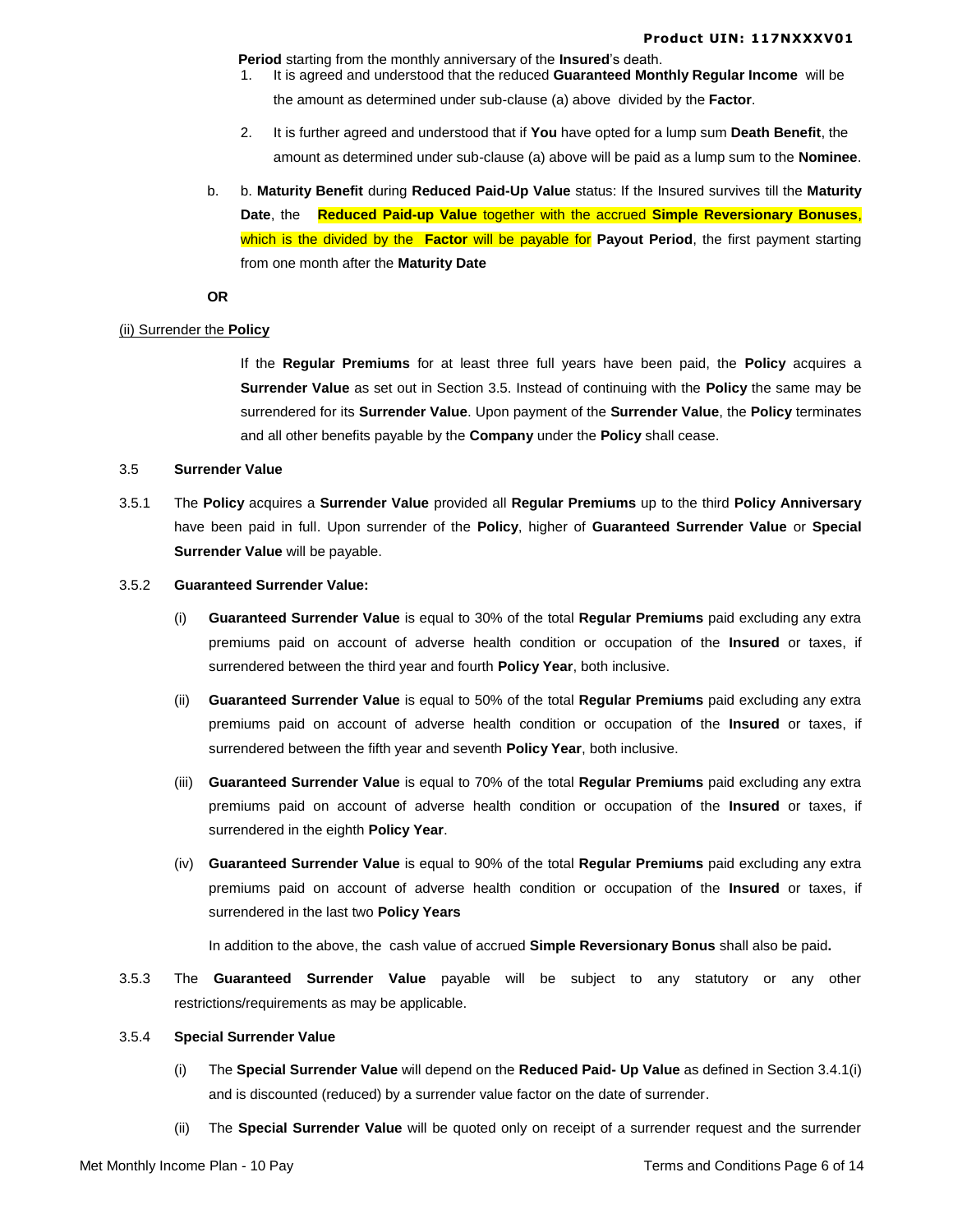**Period** starting from the monthly anniversary of the **Insured**'s death.

1. It is agreed and understood that the reduced **Guaranteed Monthly Regular Income** will be the amount as determined under sub-clause (a) above divided by the **Factor**.
2. It is further agreed and understood that if **You** have opted for a lump sum **Death Benefit**, the amount as determined under sub-clause (a) above will be paid as a lump sum to the **Nominee**.

b. b. **Maturity Benefit** during **Reduced Paid-Up Value** status: If the Insured survives till the **Maturity Date**, the **Reduced Paid-up Value** together with the accrued **Simple Reversionary Bonuses**, which is the divided by the **Factor** will be payable for **Payout Period**, the first payment starting from one month after the **Maturity Date**

**OR**

(ii) Surrender the **Policy**

If the **Regular Premiums** for at least three full years have been paid, the **Policy** acquires a **Surrender Value** as set out in Section 3.5. Instead of continuing with the **Policy** the same may be surrendered for its **Surrender Value**. Upon payment of the **Surrender Value**, the **Policy** terminates and all other benefits payable by the **Company** under the **Policy** shall cease.

3.5 **Surrender Value**

3.5.1 The **Policy** acquires a **Surrender Value** provided all **Regular Premiums** up to the third **Policy Anniversary** have been paid in full. Upon surrender of the **Policy**, higher of **Guaranteed Surrender Value** or **Special Surrender Value** will be payable.

3.5.2 **Guaranteed Surrender Value:**

(i) **Guaranteed Surrender Value** is equal to 30% of the total **Regular Premiums** paid excluding any extra premiums paid on account of adverse health condition or occupation of the **Insured** or taxes, if surrendered between the third year and fourth **Policy Year**, both inclusive.

(ii) **Guaranteed Surrender Value** is equal to 50% of the total **Regular Premiums** paid excluding any extra premiums paid on account of adverse health condition or occupation of the **Insured** or taxes, if surrendered between the fifth year and seventh **Policy Year**, both inclusive.

(iii) **Guaranteed Surrender Value** is equal to 70% of the total **Regular Premiums** paid excluding any extra premiums paid on account of adverse health condition or occupation of the **Insured** or taxes, if surrendered in the eighth **Policy Year**.

(iv) **Guaranteed Surrender Value** is equal to 90% of the total **Regular Premiums** paid excluding any extra premiums paid on account of adverse health condition or occupation of the **Insured** or taxes, if surrendered in the last two **Policy Years**

In addition to the above, the cash value of accrued **Simple Reversionary Bonus** shall also be paid**.**

3.5.3 The **Guaranteed Surrender Value** payable will be subject to any statutory or any other restrictions/requirements as may be applicable.

3.5.4 **Special Surrender Value**

(i) The **Special Surrender Value** will depend on the **Reduced Paid- Up Value** as defined in Section 3.4.1(i) and is discounted (reduced) by a surrender value factor on the date of surrender.

(ii) The **Special Surrender Value** will be quoted only on receipt of a surrender request and the surrender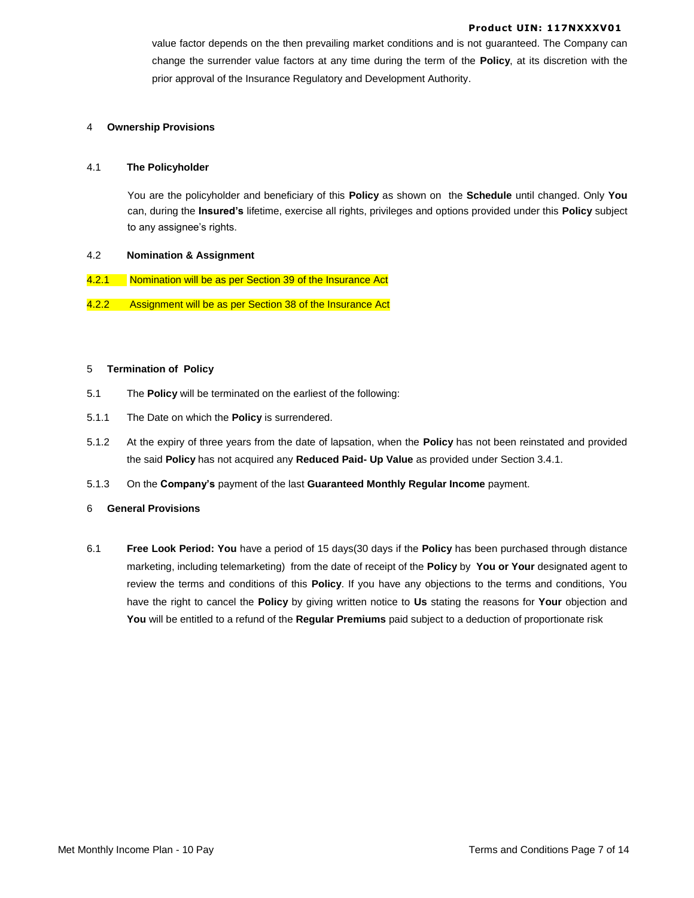value factor depends on the then prevailing market conditions and is not guaranteed. The Company can change the surrender value factors at any time during the term of the **Policy**, at its discretion with the prior approval of the Insurance Regulatory and Development Authority.

## 4 Ownership Provisions

### 4.1 The Policyholder

You are the policyholder and beneficiary of this **Policy** as shown on the **Schedule** until changed. Only **You** can, during the **Insured's** lifetime, exercise all rights, privileges and options provided under this **Policy** subject to any assignee's rights.

### 4.2 Nomination & Assignment

4.2.1 Nomination will be as per Section 39 of the Insurance Act

4.2.2 Assignment will be as per Section 38 of the Insurance Act

## 5 Termination of Policy

5.1 The **Policy** will be terminated on the earliest of the following:

5.1.1 The Date on which the **Policy** is surrendered.

5.1.2 At the expiry of three years from the date of lapsation, when the **Policy** has not been reinstated and provided the said **Policy** has not acquired any **Reduced Paid- Up Value** as provided under Section 3.4.1.

5.1.3 On the **Company's** payment of the last **Guaranteed Monthly Regular Income** payment.

## 6 General Provisions

6.1 **Free Look Period: You** have a period of 15 days(30 days if the **Policy** has been purchased through distance marketing, including telemarketing) from the date of receipt of the **Policy** by **You or Your** designated agent to review the terms and conditions of this **Policy**. If you have any objections to the terms and conditions, You have the right to cancel the **Policy** by giving written notice to **Us** stating the reasons for **Your** objection and **You** will be entitled to a refund of the **Regular Premiums** paid subject to a deduction of proportionate risk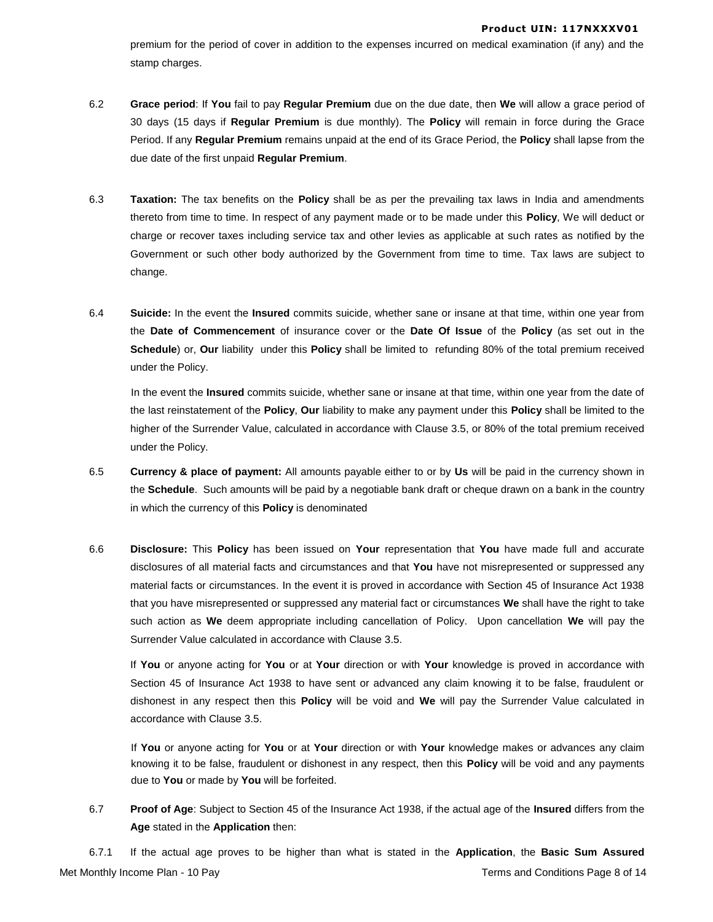premium for the period of cover in addition to the expenses incurred on medical examination (if any) and the stamp charges.

6.2 **Grace period**: If **You** fail to pay **Regular Premium** due on the due date, then **We** will allow a grace period of 30 days (15 days if **Regular Premium** is due monthly). The **Policy** will remain in force during the Grace Period. If any **Regular Premium** remains unpaid at the end of its Grace Period, the **Policy** shall lapse from the due date of the first unpaid **Regular Premium**.

6.3 **Taxation:** The tax benefits on the **Policy** shall be as per the prevailing tax laws in India and amendments thereto from time to time. In respect of any payment made or to be made under this **Policy**, We will deduct or charge or recover taxes including service tax and other levies as applicable at such rates as notified by the Government or such other body authorized by the Government from time to time. Tax laws are subject to change.

6.4 **Suicide:** In the event the **Insured** commits suicide, whether sane or insane at that time, within one year from the **Date of Commencement** of insurance cover or the **Date Of Issue** of the **Policy** (as set out in the **Schedule**) or, **Our** liability under this **Policy** shall be limited to refunding 80% of the total premium received under the Policy.

In the event the **Insured** commits suicide, whether sane or insane at that time, within one year from the date of the last reinstatement of the **Policy**, **Our** liability to make any payment under this **Policy** shall be limited to the higher of the Surrender Value, calculated in accordance with Clause 3.5, or 80% of the total premium received under the Policy.

6.5 **Currency & place of payment:** All amounts payable either to or by **Us** will be paid in the currency shown in the **Schedule**. Such amounts will be paid by a negotiable bank draft or cheque drawn on a bank in the country in which the currency of this **Policy** is denominated

6.6 **Disclosure:** This **Policy** has been issued on **Your** representation that **You** have made full and accurate disclosures of all material facts and circumstances and that **You** have not misrepresented or suppressed any material facts or circumstances. In the event it is proved in accordance with Section 45 of Insurance Act 1938 that you have misrepresented or suppressed any material fact or circumstances **We** shall have the right to take such action as **We** deem appropriate including cancellation of Policy. Upon cancellation **We** will pay the Surrender Value calculated in accordance with Clause 3.5.

If **You** or anyone acting for **You** or at **Your** direction or with **Your** knowledge is proved in accordance with Section 45 of Insurance Act 1938 to have sent or advanced any claim knowing it to be false, fraudulent or dishonest in any respect then this **Policy** will be void and **We** will pay the Surrender Value calculated in accordance with Clause 3.5.

If **You** or anyone acting for **You** or at **Your** direction or with **Your** knowledge makes or advances any claim knowing it to be false, fraudulent or dishonest in any respect, then this **Policy** will be void and any payments due to **You** or made by **You** will be forfeited.

6.7 **Proof of Age**: Subject to Section 45 of the Insurance Act 1938, if the actual age of the **Insured** differs from the **Age** stated in the **Application** then:

6.7.1 If the actual age proves to be higher than what is stated in the **Application**, the **Basic Sum Assured**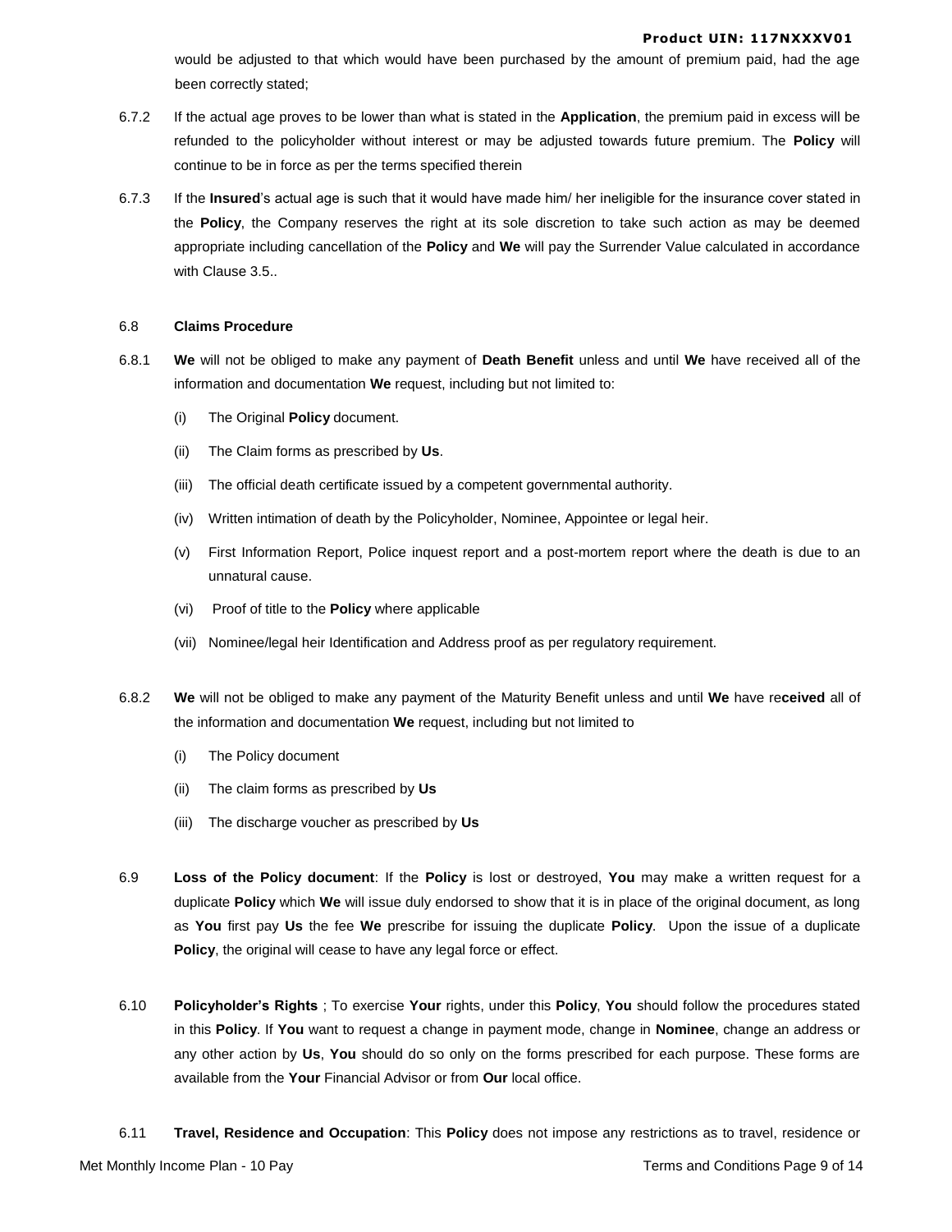would be adjusted to that which would have been purchased by the amount of premium paid, had the age been correctly stated;

6.7.2 If the actual age proves to be lower than what is stated in the **Application**, the premium paid in excess will be refunded to the policyholder without interest or may be adjusted towards future premium. The **Policy** will continue to be in force as per the terms specified therein

6.7.3 If the **Insured**'s actual age is such that it would have made him/ her ineligible for the insurance cover stated in the **Policy**, the Company reserves the right at its sole discretion to take such action as may be deemed appropriate including cancellation of the **Policy** and **We** will pay the Surrender Value calculated in accordance with Clause 3.5..

6.8 **Claims Procedure**

6.8.1 **We** will not be obliged to make any payment of **Death Benefit** unless and until **We** have received all of the information and documentation **We** request, including but not limited to:

(i) The Original **Policy** document.

(ii) The Claim forms as prescribed by **Us**.

(iii) The official death certificate issued by a competent governmental authority.

(iv) Written intimation of death by the Policyholder, Nominee, Appointee or legal heir.

(v) First Information Report, Police inquest report and a post-mortem report where the death is due to an unnatural cause.

(vi) Proof of title to the **Policy** where applicable

(vii) Nominee/legal heir Identification and Address proof as per regulatory requirement.

6.8.2 **We** will not be obliged to make any payment of the Maturity Benefit unless and until **We** have re**ceived** all of the information and documentation **We** request, including but not limited to

(i) The Policy document

(ii) The claim forms as prescribed by **Us**

(iii) The discharge voucher as prescribed by **Us**

6.9 **Loss of the Policy document**: If the **Policy** is lost or destroyed, **You** may make a written request for a duplicate **Policy** which **We** will issue duly endorsed to show that it is in place of the original document, as long as **You** first pay **Us** the fee **We** prescribe for issuing the duplicate **Policy**. Upon the issue of a duplicate **Policy**, the original will cease to have any legal force or effect.

6.10 **Policyholder's Rights** ; To exercise **Your** rights, under this **Policy**, **You** should follow the procedures stated in this **Policy**. If **You** want to request a change in payment mode, change in **Nominee**, change an address or any other action by **Us**, **You** should do so only on the forms prescribed for each purpose. These forms are available from the **Your** Financial Advisor or from **Our** local office.

6.11 **Travel, Residence and Occupation**: This **Policy** does not impose any restrictions as to travel, residence or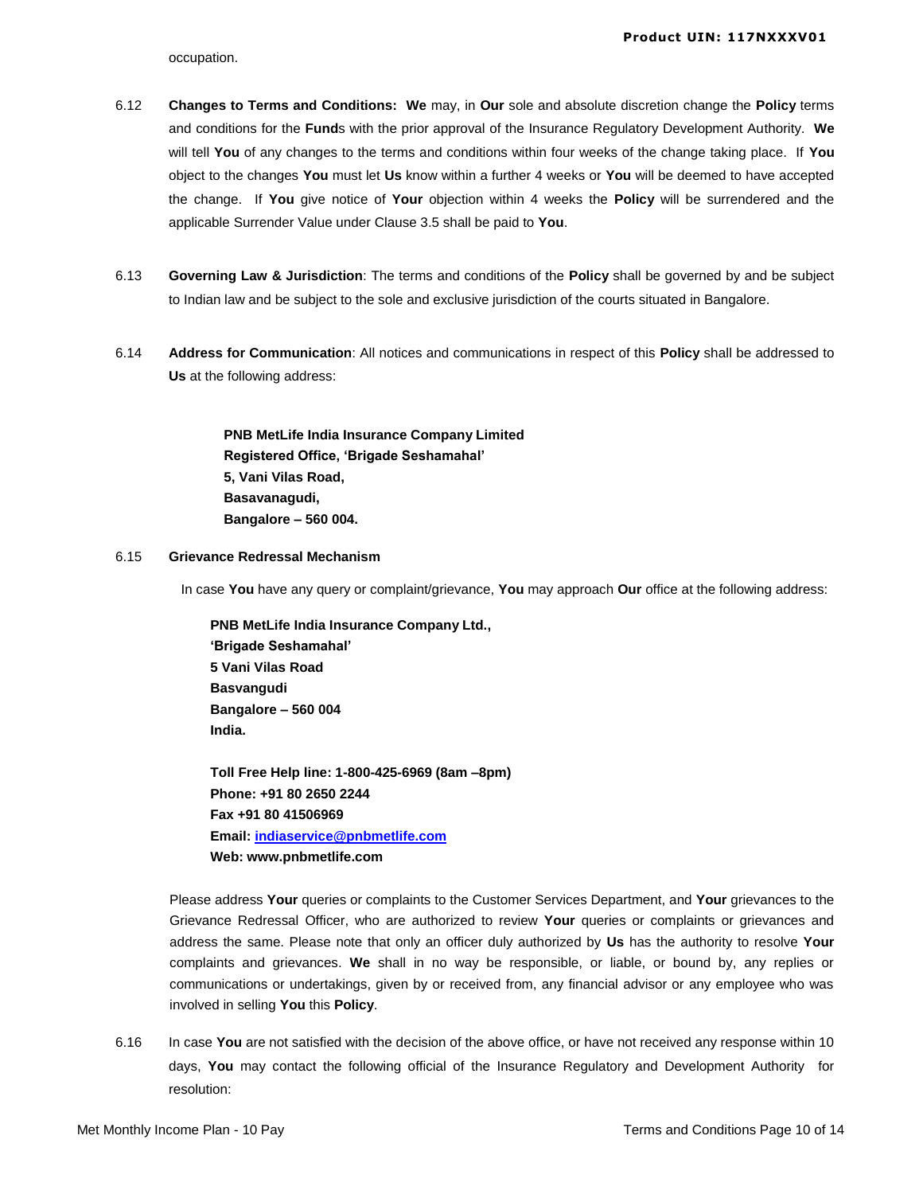occupation.

6.12 **Changes to Terms and Conditions: We** may, in **Our** sole and absolute discretion change the **Policy** terms and conditions for the **Fund**s with the prior approval of the Insurance Regulatory Development Authority. **We** will tell **You** of any changes to the terms and conditions within four weeks of the change taking place. If **You** object to the changes **You** must let **Us** know within a further 4 weeks or **You** will be deemed to have accepted the change. If **You** give notice of **Your** objection within 4 weeks the **Policy** will be surrendered and the applicable Surrender Value under Clause 3.5 shall be paid to **You**.

6.13 **Governing Law & Jurisdiction**: The terms and conditions of the **Policy** shall be governed by and be subject to Indian law and be subject to the sole and exclusive jurisdiction of the courts situated in Bangalore.

6.14 **Address for Communication**: All notices and communications in respect of this **Policy** shall be addressed to **Us** at the following address:

**PNB MetLife India Insurance Company Limited**
**Registered Office, 'Brigade Seshamahal'**
**5, Vani Vilas Road,**
**Basavanagudi,**
**Bangalore – 560 004.**

6.15 **Grievance Redressal Mechanism**

In case **You** have any query or complaint/grievance, **You** may approach **Our** office at the following address:

**PNB MetLife India Insurance Company Ltd.,**
**'Brigade Seshamahal'**
**5 Vani Vilas Road**
**Basvangudi**
**Bangalore – 560 004**
**India.**

**Toll Free Help line: 1-800-425-6969 (8am –8pm)**
**Phone: +91 80 2650 2244**
**Fax +91 80 41506969**
**Email: indiaservice@pnbmetlife.com**
**Web: www.pnbmetlife.com**

Please address **Your** queries or complaints to the Customer Services Department, and **Your** grievances to the Grievance Redressal Officer, who are authorized to review **Your** queries or complaints or grievances and address the same. Please note that only an officer duly authorized by **Us** has the authority to resolve **Your** complaints and grievances. **We** shall in no way be responsible, or liable, or bound by, any replies or communications or undertakings, given by or received from, any financial advisor or any employee who was involved in selling **You** this **Policy**.

6.16 In case **You** are not satisfied with the decision of the above office, or have not received any response within 10 days, **You** may contact the following official of the Insurance Regulatory and Development Authority for resolution: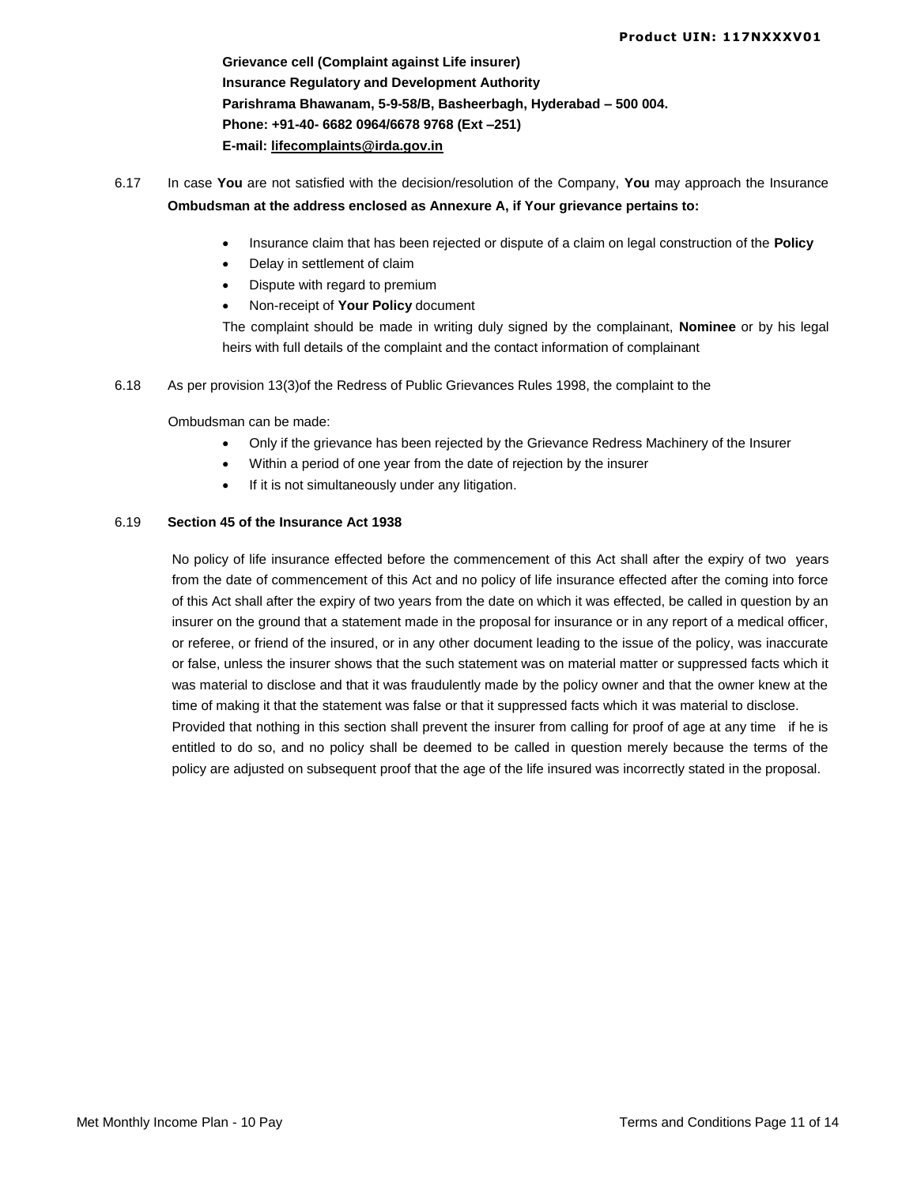**Grievance cell (Complaint against Life insurer)**
**Insurance Regulatory and Development Authority**
**Parishrama Bhawanam, 5-9-58/B, Basheerbagh, Hyderabad – 500 004.**
**Phone: +91-40- 6682 0964/6678 9768 (Ext –251)**
**E-mail: lifecomplaints@irda.gov.in**

6.17 In case **You** are not satisfied with the decision/resolution of the Company, **You** may approach the Insurance **Ombudsman at the address enclosed as Annexure A, if Your grievance pertains to:**

- Insurance claim that has been rejected or dispute of a claim on legal construction of the **Policy**
- Delay in settlement of claim
- Dispute with regard to premium
- Non-receipt of **Your Policy** document

The complaint should be made in writing duly signed by the complainant, **Nominee** or by his legal heirs with full details of the complaint and the contact information of complainant

6.18 As per provision 13(3)of the Redress of Public Grievances Rules 1998, the complaint to the

Ombudsman can be made:

- Only if the grievance has been rejected by the Grievance Redress Machinery of the Insurer
- Within a period of one year from the date of rejection by the insurer
- If it is not simultaneously under any litigation.

6.19 **Section 45 of the Insurance Act 1938**

No policy of life insurance effected before the commencement of this Act shall after the expiry of two years from the date of commencement of this Act and no policy of life insurance effected after the coming into force of this Act shall after the expiry of two years from the date on which it was effected, be called in question by an insurer on the ground that a statement made in the proposal for insurance or in any report of a medical officer, or referee, or friend of the insured, or in any other document leading to the issue of the policy, was inaccurate or false, unless the insurer shows that the such statement was on material matter or suppressed facts which it was material to disclose and that it was fraudulently made by the policy owner and that the owner knew at the time of making it that the statement was false or that it suppressed facts which it was material to disclose.
Provided that nothing in this section shall prevent the insurer from calling for proof of age at any time if he is entitled to do so, and no policy shall be deemed to be called in question merely because the terms of the policy are adjusted on subsequent proof that the age of the life insured was incorrectly stated in the proposal.